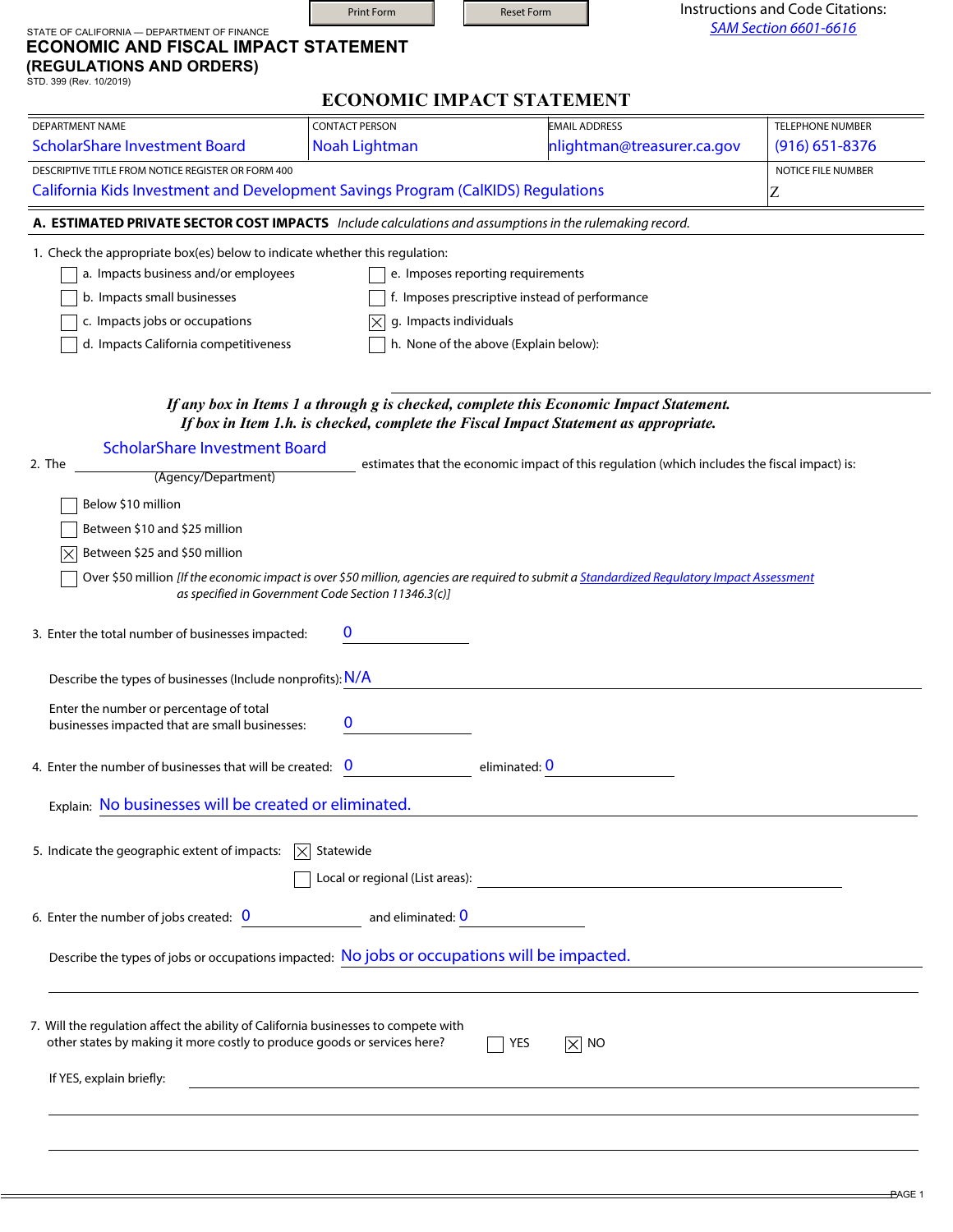STATE OF CALIFORNIA — DEPARTMENT OF FINANCE

# ECONOMIC AND FISCAL IMPACT STATEMENT (REGULATIONS AND ORDERS)

STD. 399 (Rev. 10/2019)

Instructions and Code Citations: *SAM Section 6601-6616*

## ECONOMIC IMPACT STATEMENT

| DEPARTMENT NAME | CONTACT PERSON | EMAIL ADDRESS | TELEPHONE NUMBER |
|---|---|---|---|
| ScholarShare Investment Board | Noah Lightman | nlightman@treasurer.ca.gov | (916) 651-8376 |

| DESCRIPTIVE TITLE FROM NOTICE REGISTER OR FORM 400 | NOTICE FILE NUMBER |
|---|---|
| California Kids Investment and Development Savings Program (CalKIDS) Regulations | Z |

### A. ESTIMATED PRIVATE SECTOR COST IMPACTS *Include calculations and assumptions in the rulemaking record.*

1. Check the appropriate box(es) below to indicate whether this regulation:

- [ ] a. Impacts business and/or employees
- [ ] b. Impacts small businesses
- [ ] c. Impacts jobs or occupations
- [ ] d. Impacts California competitiveness
- [ ] e. Imposes reporting requirements
- [ ] f. Imposes prescriptive instead of performance
- [x] g. Impacts individuals
- [ ] h. None of the above (Explain below):

***If any box in Items 1 a through g is checked, complete this Economic Impact Statement.***
***If box in Item 1.h. is checked, complete the Fiscal Impact Statement as appropriate.***

2. The ScholarShare Investment Board (Agency/Department) estimates that the economic impact of this regulation (which includes the fiscal impact) is:

- [ ] Below $10 million
- [ ] Between $10 and $25 million
- [x] Between $25 and $50 million
- [ ] Over $50 million *[If the economic impact is over $50 million, agencies are required to submit a Standardized Regulatory Impact Assessment as specified in Government Code Section 11346.3(c)]*

3. Enter the total number of businesses impacted: 0

   Describe the types of businesses (Include nonprofits): N/A

   Enter the number or percentage of total businesses impacted that are small businesses: 0

4. Enter the number of businesses that will be created: 0 eliminated: 0

   Explain: No businesses will be created or eliminated.

5. Indicate the geographic extent of impacts: [x] Statewide [ ] Local or regional (List areas):

6. Enter the number of jobs created: 0 and eliminated: 0

   Describe the types of jobs or occupations impacted: No jobs or occupations will be impacted.

7. Will the regulation affect the ability of California businesses to compete with other states by making it more costly to produce goods or services here? [ ] YES [x] NO

   If YES, explain briefly: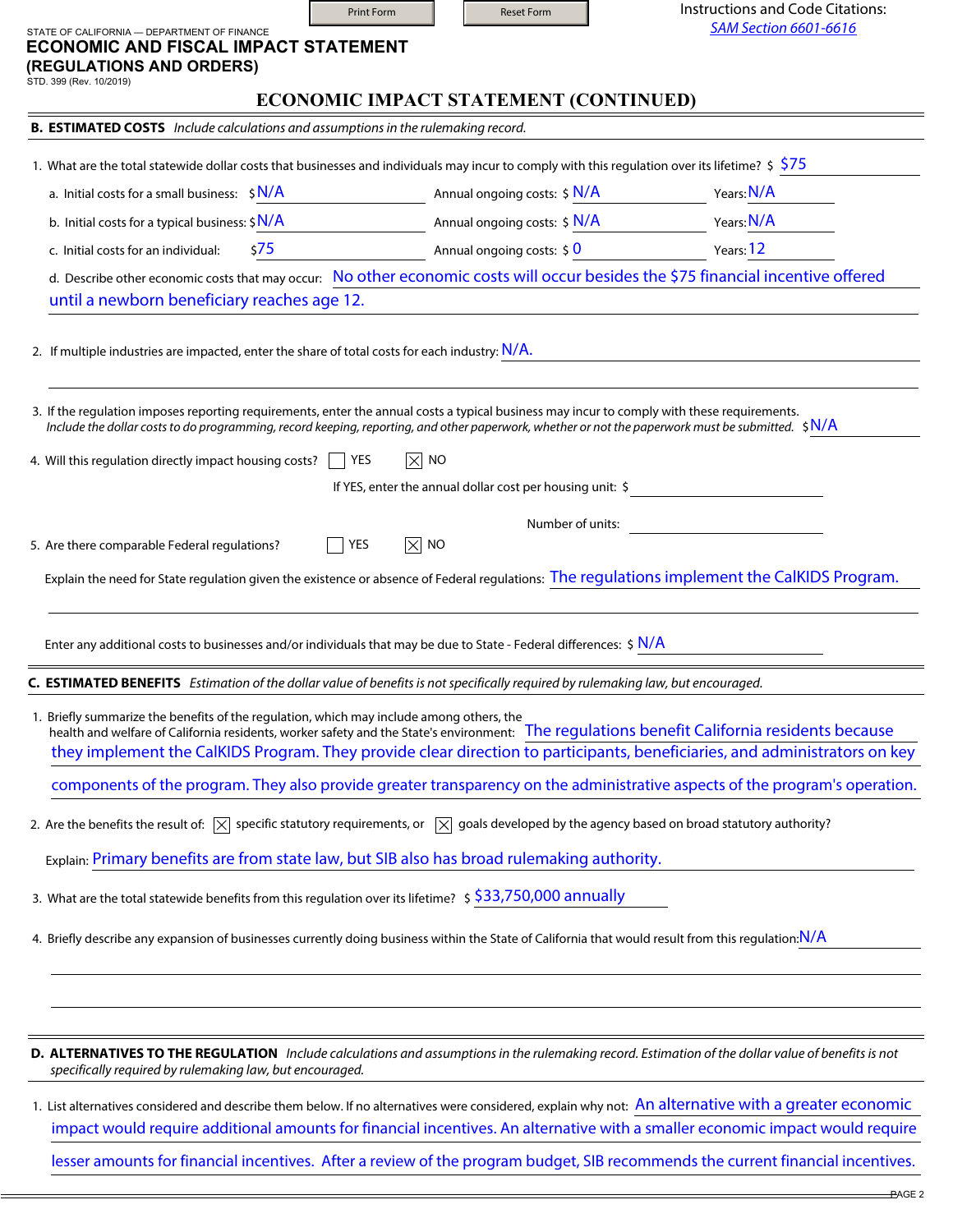STATE OF CALIFORNIA — DEPARTMENT OF FINANCE

# ECONOMIC AND FISCAL IMPACT STATEMENT (REGULATIONS AND ORDERS)

STD. 399 (Rev. 10/2019)

Instructions and Code Citations: SAM Section 6601-6616

## ECONOMIC IMPACT STATEMENT (CONTINUED)

### B. ESTIMATED COSTS *Include calculations and assumptions in the rulemaking record.*

1. What are the total statewide dollar costs that businesses and individuals may incur to comply with this regulation over its lifetime? $ $75

   a. Initial costs for a small business: $N/A Annual ongoing costs: $ N/A Years: N/A

   b. Initial costs for a typical business: $N/A Annual ongoing costs: $ N/A Years: N/A

   c. Initial costs for an individual: $75 Annual ongoing costs: $ 0 Years: 12

   d. Describe other economic costs that may occur: No other economic costs will occur besides the $75 financial incentive offered until a newborn beneficiary reaches age 12.

2. If multiple industries are impacted, enter the share of total costs for each industry: N/A.

3. If the regulation imposes reporting requirements, enter the annual costs a typical business may incur to comply with these requirements. *Include the dollar costs to do programming, record keeping, reporting, and other paperwork, whether or not the paperwork must be submitted.* $N/A

4. Will this regulation directly impact housing costs? ☐ YES ☒ NO

   If YES, enter the annual dollar cost per housing unit: $

   Number of units:

5. Are there comparable Federal regulations? ☐ YES ☒ NO

   Explain the need for State regulation given the existence or absence of Federal regulations: The regulations implement the CalKIDS Program.

   Enter any additional costs to businesses and/or individuals that may be due to State - Federal differences: $ N/A

### C. ESTIMATED BENEFITS *Estimation of the dollar value of benefits is not specifically required by rulemaking law, but encouraged.*

1. Briefly summarize the benefits of the regulation, which may include among others, the health and welfare of California residents, worker safety and the State's environment: The regulations benefit California residents because they implement the CalKIDS Program. They provide clear direction to participants, beneficiaries, and administrators on key components of the program. They also provide greater transparency on the administrative aspects of the program's operation.

2. Are the benefits the result of: ☒ specific statutory requirements, or ☒ goals developed by the agency based on broad statutory authority?

   Explain: Primary benefits are from state law, but SIB also has broad rulemaking authority.

3. What are the total statewide benefits from this regulation over its lifetime? $ $33,750,000 annually

4. Briefly describe any expansion of businesses currently doing business within the State of California that would result from this regulation: N/A

### D. ALTERNATIVES TO THE REGULATION *Include calculations and assumptions in the rulemaking record. Estimation of the dollar value of benefits is not specifically required by rulemaking law, but encouraged.*

1. List alternatives considered and describe them below. If no alternatives were considered, explain why not: An alternative with a greater economic impact would require additional amounts for financial incentives. An alternative with a smaller economic impact would require lesser amounts for financial incentives. After a review of the program budget, SIB recommends the current financial incentives.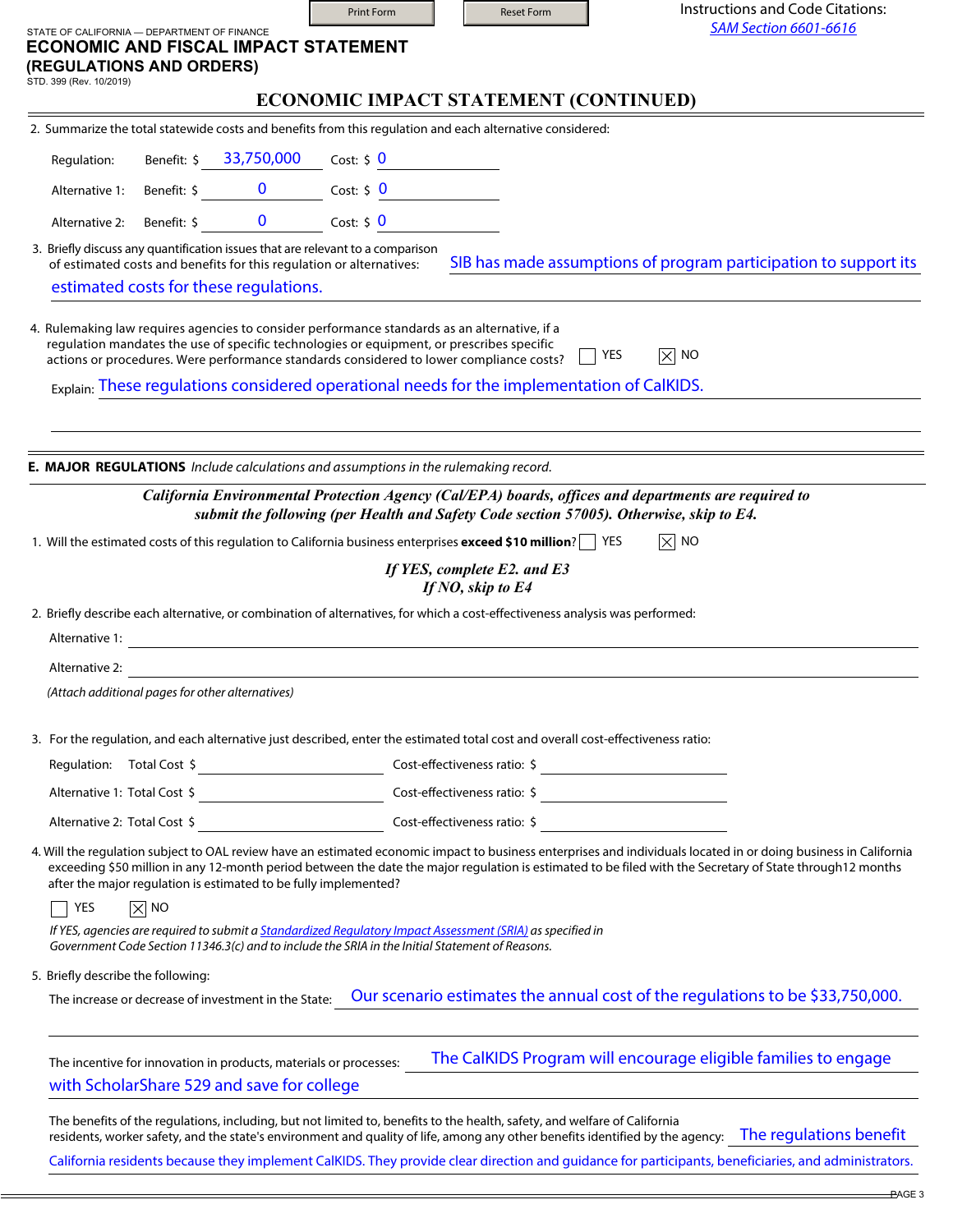STATE OF CALIFORNIA — DEPARTMENT OF FINANCE

# ECONOMIC AND FISCAL IMPACT STATEMENT (REGULATIONS AND ORDERS)

STD. 399 (Rev. 10/2019)

Instructions and Code Citations: SAM Section 6601-6616

## ECONOMIC IMPACT STATEMENT (CONTINUED)

2. Summarize the total statewide costs and benefits from this regulation and each alternative considered:

| | Benefit: $ | Cost: $ |
|---|---|---|
| Regulation: | 33,750,000 | 0 |
| Alternative 1: | 0 | 0 |
| Alternative 2: | 0 | 0 |

3. Briefly discuss any quantification issues that are relevant to a comparison of estimated costs and benefits for this regulation or alternatives: SIB has made assumptions of program participation to support its estimated costs for these regulations.

4. Rulemaking law requires agencies to consider performance standards as an alternative, if a regulation mandates the use of specific technologies or equipment, or prescribes specific actions or procedures. Were performance standards considered to lower compliance costs? ☐ YES ☒ NO

   Explain: These regulations considered operational needs for the implementation of CalKIDS.

## E. MAJOR REGULATIONS *Include calculations and assumptions in the rulemaking record.*

***California Environmental Protection Agency (Cal/EPA) boards, offices and departments are required to submit the following (per Health and Safety Code section 57005). Otherwise, skip to E4.***

1. Will the estimated costs of this regulation to California business enterprises **exceed $10 million**? ☐ YES ☒ NO

   ***If YES, complete E2. and E3***
   ***If NO, skip to E4***

2. Briefly describe each alternative, or combination of alternatives, for which a cost-effectiveness analysis was performed:

   Alternative 1: ______

   Alternative 2: ______

   *(Attach additional pages for other alternatives)*

3. For the regulation, and each alternative just described, enter the estimated total cost and overall cost-effectiveness ratio:

| | Total Cost $ | Cost-effectiveness ratio: $ |
|---|---|---|
| Regulation: | | |
| Alternative 1: | | |
| Alternative 2: | | |

4. Will the regulation subject to OAL review have an estimated economic impact to business enterprises and individuals located in or doing business in California exceeding $50 million in any 12-month period between the date the major regulation is estimated to be filed with the Secretary of State through12 months after the major regulation is estimated to be fully implemented?

   ☐ YES ☒ NO

   *If YES, agencies are required to submit a Standardized Regulatory Impact Assessment (SRIA) as specified in Government Code Section 11346.3(c) and to include the SRIA in the Initial Statement of Reasons.*

5. Briefly describe the following:

   The increase or decrease of investment in the State: Our scenario estimates the annual cost of the regulations to be $33,750,000.

   The incentive for innovation in products, materials or processes: The CalKIDS Program will encourage eligible families to engage with ScholarShare 529 and save for college

   The benefits of the regulations, including, but not limited to, benefits to the health, safety, and welfare of California residents, worker safety, and the state's environment and quality of life, among any other benefits identified by the agency: The regulations benefit California residents because they implement CalKIDS. They provide clear direction and guidance for participants, beneficiaries, and administrators.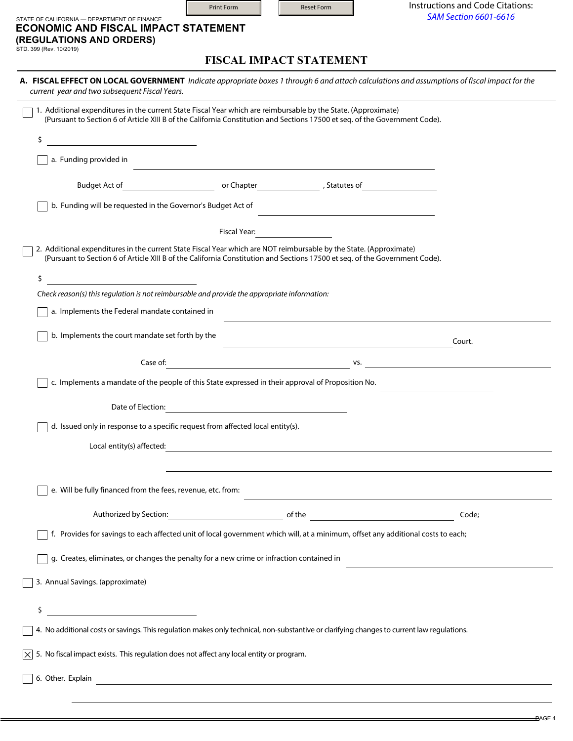STATE OF CALIFORNIA — DEPARTMENT OF FINANCE

# ECONOMIC AND FISCAL IMPACT STATEMENT (REGULATIONS AND ORDERS)

STD. 399 (Rev. 10/2019)

Instructions and Code Citations: SAM Section 6601-6616

## FISCAL IMPACT STATEMENT

**A. FISCAL EFFECT ON LOCAL GOVERNMENT** *Indicate appropriate boxes 1 through 6 and attach calculations and assumptions of fiscal impact for the current year and two subsequent Fiscal Years.*

☐ 1. Additional expenditures in the current State Fiscal Year which are reimbursable by the State. (Approximate)
(Pursuant to Section 6 of Article XIII B of the California Constitution and Sections 17500 et seq. of the Government Code).

$ ______________________

☐ a. Funding provided in ______________________

Budget Act of ____________ or Chapter ____________ , Statutes of ____________

☐ b. Funding will be requested in the Governor's Budget Act of ______________________

Fiscal Year: ____________

☐ 2. Additional expenditures in the current State Fiscal Year which are NOT reimbursable by the State. (Approximate)
(Pursuant to Section 6 of Article XIII B of the California Constitution and Sections 17500 et seq. of the Government Code).

$ ______________________

*Check reason(s) this regulation is not reimbursable and provide the appropriate information:*

☐ a. Implements the Federal mandate contained in ______________________

☐ b. Implements the court mandate set forth by the ______________________ Court.

Case of: ______________________ vs. ______________________

☐ c. Implements a mandate of the people of this State expressed in their approval of Proposition No. ____________

Date of Election: ______________________

☐ d. Issued only in response to a specific request from affected local entity(s).

Local entity(s) affected: ______________________

☐ e. Will be fully financed from the fees, revenue, etc. from: ______________________

Authorized by Section: ____________ of the ______________________ Code;

☐ f. Provides for savings to each affected unit of local government which will, at a minimum, offset any additional costs to each;

☐ g. Creates, eliminates, or changes the penalty for a new crime or infraction contained in ______________________

☐ 3. Annual Savings. (approximate)

$ ______________________

☐ 4. No additional costs or savings. This regulation makes only technical, non-substantive or clarifying changes to current law regulations.

☒ 5. No fiscal impact exists. This regulation does not affect any local entity or program.

☐ 6. Other. Explain ______________________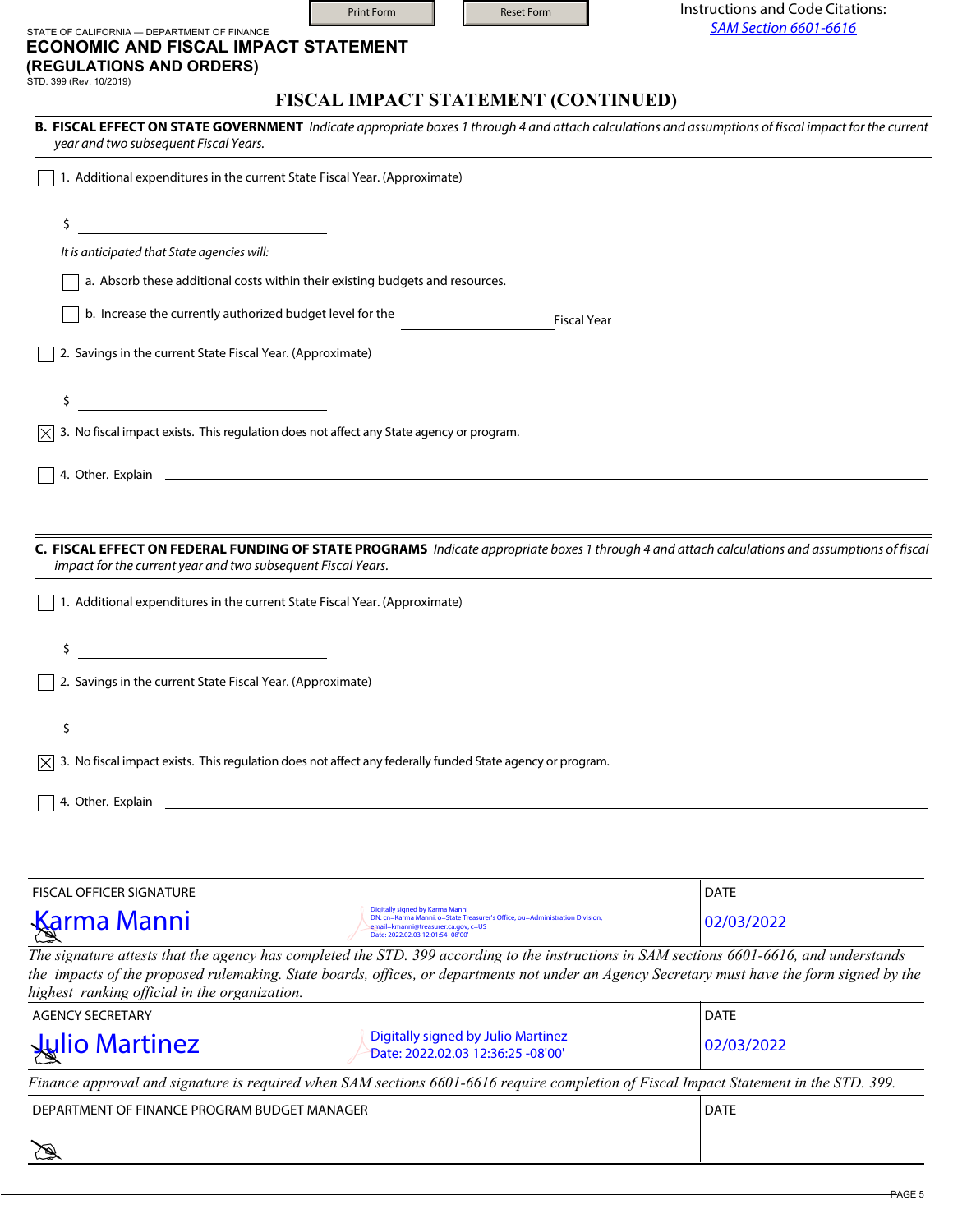STATE OF CALIFORNIA — DEPARTMENT OF FINANCE

# ECONOMIC AND FISCAL IMPACT STATEMENT (REGULATIONS AND ORDERS)

STD. 399 (Rev. 10/2019)

Instructions and Code Citations: SAM Section 6601-6616

## FISCAL IMPACT STATEMENT (CONTINUED)

**B. FISCAL EFFECT ON STATE GOVERNMENT** *Indicate appropriate boxes 1 through 4 and attach calculations and assumptions of fiscal impact for the current year and two subsequent Fiscal Years.*

☐ 1. Additional expenditures in the current State Fiscal Year. (Approximate)

$ ______________________

*It is anticipated that State agencies will:*

☐ a. Absorb these additional costs within their existing budgets and resources.

☐ b. Increase the currently authorized budget level for the ______________ Fiscal Year

☐ 2. Savings in the current State Fiscal Year. (Approximate)

$ ______________________

☒ 3. No fiscal impact exists. This regulation does not affect any State agency or program.

☐ 4. Other. Explain ______________________

**C. FISCAL EFFECT ON FEDERAL FUNDING OF STATE PROGRAMS** *Indicate appropriate boxes 1 through 4 and attach calculations and assumptions of fiscal impact for the current year and two subsequent Fiscal Years.*

☐ 1. Additional expenditures in the current State Fiscal Year. (Approximate)

$ ______________________

☐ 2. Savings in the current State Fiscal Year. (Approximate)

$ ______________________

☒ 3. No fiscal impact exists. This regulation does not affect any federally funded State agency or program.

☐ 4. Other. Explain ______________________

| FISCAL OFFICER SIGNATURE | DATE |
|---|---|
| Karma Manni — Digitally signed by Karma Manni DN: cn=Karma Manni, o=State Treasurer's Office, ou=Administration Division, email=kmanni@treasurer.ca.gov, c=US Date: 2022.02.03 12:01:54 -08'00' | 02/03/2022 |

*The signature attests that the agency has completed the STD. 399 according to the instructions in SAM sections 6601-6616, and understands the impacts of the proposed rulemaking. State boards, offices, or departments not under an Agency Secretary must have the form signed by the highest ranking official in the organization.*

| AGENCY SECRETARY | DATE |
|---|---|
| Julio Martinez — Digitally signed by Julio Martinez Date: 2022.02.03 12:36:25 -08'00' | 02/03/2022 |

*Finance approval and signature is required when SAM sections 6601-6616 require completion of Fiscal Impact Statement in the STD. 399.*

| DEPARTMENT OF FINANCE PROGRAM BUDGET MANAGER | DATE |
|---|---|
| | |